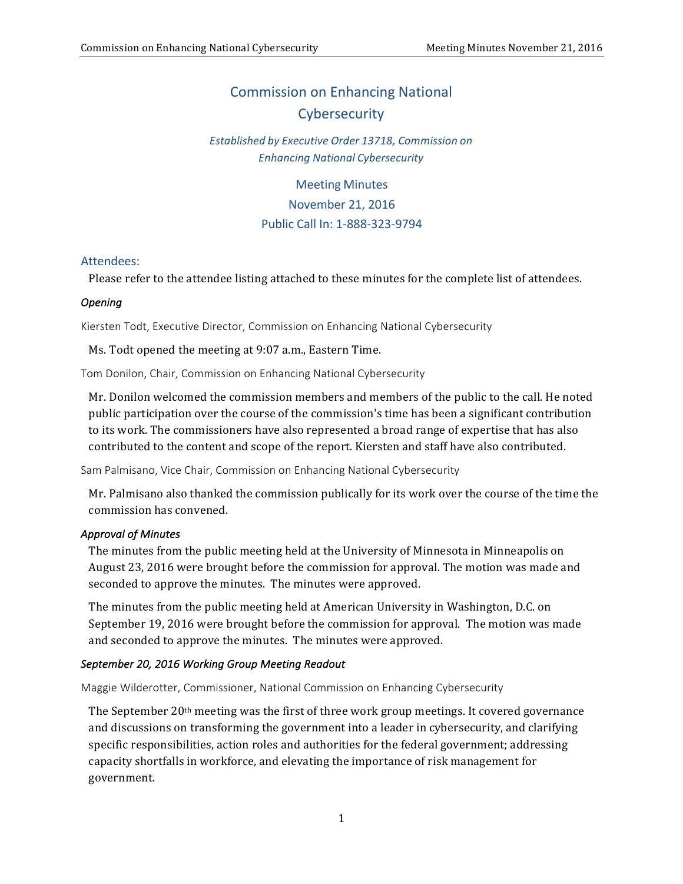# Commission on Enhancing National Cybersecurity

*Established by Executive Order 13718, Commission on Enhancing National Cybersecurity*

Meeting Minutes
November 21, 2016
Public Call In: 1-888-323-9794

## Attendees:

Please refer to the attendee listing attached to these minutes for the complete list of attendees.

### *Opening*

Kiersten Todt, Executive Director, Commission on Enhancing National Cybersecurity

Ms. Todt opened the meeting at 9:07 a.m., Eastern Time.

Tom Donilon, Chair, Commission on Enhancing National Cybersecurity

Mr. Donilon welcomed the commission members and members of the public to the call. He noted public participation over the course of the commission's time has been a significant contribution to its work. The commissioners have also represented a broad range of expertise that has also contributed to the content and scope of the report. Kiersten and staff have also contributed.

Sam Palmisano, Vice Chair, Commission on Enhancing National Cybersecurity

Mr. Palmisano also thanked the commission publically for its work over the course of the time the commission has convened.

### *Approval of Minutes*

The minutes from the public meeting held at the University of Minnesota in Minneapolis on August 23, 2016 were brought before the commission for approval. The motion was made and seconded to approve the minutes. The minutes were approved.

The minutes from the public meeting held at American University in Washington, D.C. on September 19, 2016 were brought before the commission for approval. The motion was made and seconded to approve the minutes. The minutes were approved.

### *September 20, 2016 Working Group Meeting Readout*

Maggie Wilderotter, Commissioner, National Commission on Enhancing Cybersecurity

The September 20th meeting was the first of three work group meetings. It covered governance and discussions on transforming the government into a leader in cybersecurity, and clarifying specific responsibilities, action roles and authorities for the federal government; addressing capacity shortfalls in workforce, and elevating the importance of risk management for government.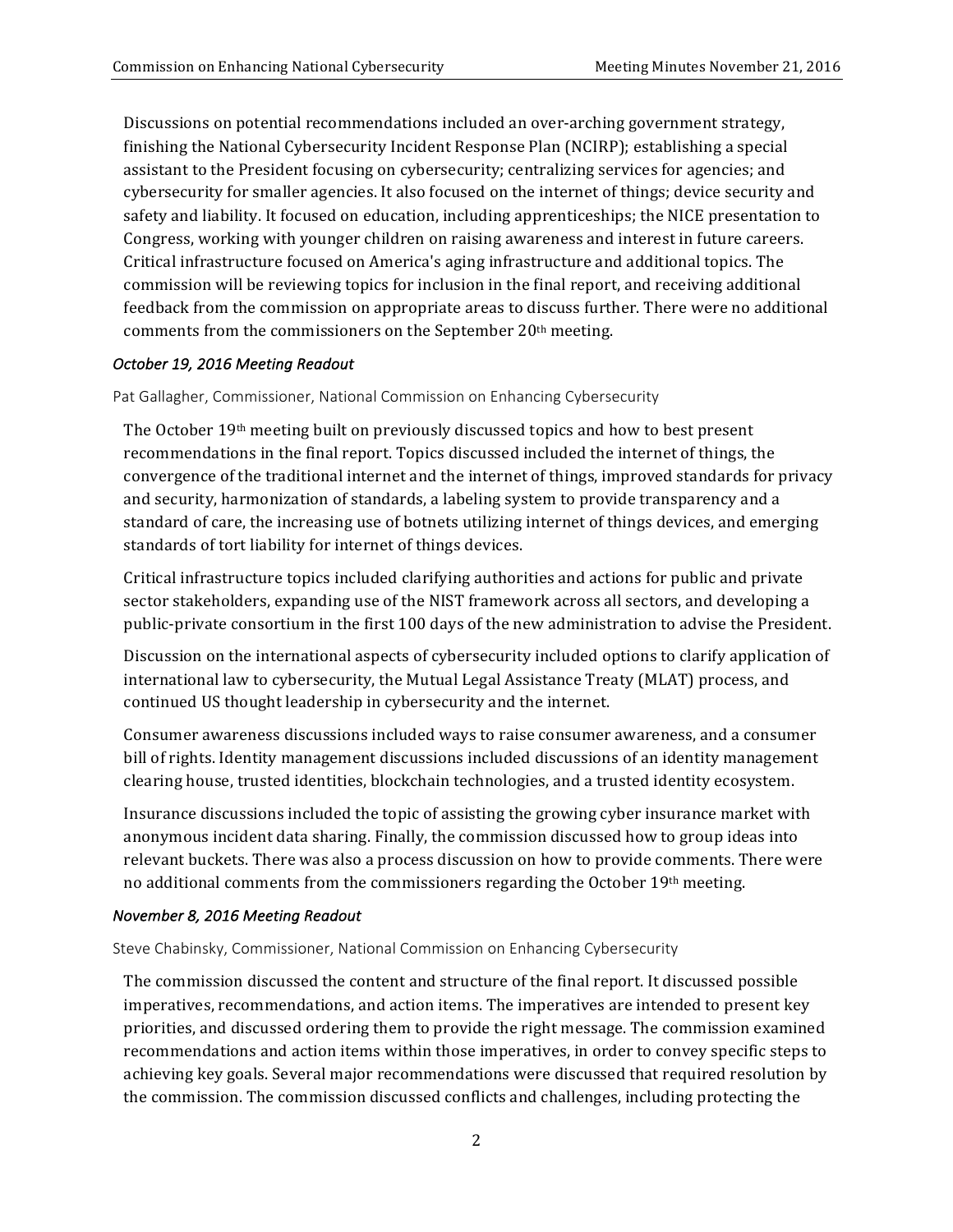Discussions on potential recommendations included an over-arching government strategy, finishing the National Cybersecurity Incident Response Plan (NCIRP); establishing a special assistant to the President focusing on cybersecurity; centralizing services for agencies; and cybersecurity for smaller agencies. It also focused on the internet of things; device security and safety and liability. It focused on education, including apprenticeships; the NICE presentation to Congress, working with younger children on raising awareness and interest in future careers. Critical infrastructure focused on America's aging infrastructure and additional topics. The commission will be reviewing topics for inclusion in the final report, and receiving additional feedback from the commission on appropriate areas to discuss further. There were no additional comments from the commissioners on the September 20th meeting.

*October 19, 2016 Meeting Readout*

Pat Gallagher, Commissioner, National Commission on Enhancing Cybersecurity

The October 19th meeting built on previously discussed topics and how to best present recommendations in the final report. Topics discussed included the internet of things, the convergence of the traditional internet and the internet of things, improved standards for privacy and security, harmonization of standards, a labeling system to provide transparency and a standard of care, the increasing use of botnets utilizing internet of things devices, and emerging standards of tort liability for internet of things devices.

Critical infrastructure topics included clarifying authorities and actions for public and private sector stakeholders, expanding use of the NIST framework across all sectors, and developing a public-private consortium in the first 100 days of the new administration to advise the President.

Discussion on the international aspects of cybersecurity included options to clarify application of international law to cybersecurity, the Mutual Legal Assistance Treaty (MLAT) process, and continued US thought leadership in cybersecurity and the internet.

Consumer awareness discussions included ways to raise consumer awareness, and a consumer bill of rights. Identity management discussions included discussions of an identity management clearing house, trusted identities, blockchain technologies, and a trusted identity ecosystem.

Insurance discussions included the topic of assisting the growing cyber insurance market with anonymous incident data sharing. Finally, the commission discussed how to group ideas into relevant buckets. There was also a process discussion on how to provide comments. There were no additional comments from the commissioners regarding the October 19th meeting.

*November 8, 2016 Meeting Readout*

Steve Chabinsky, Commissioner, National Commission on Enhancing Cybersecurity

The commission discussed the content and structure of the final report. It discussed possible imperatives, recommendations, and action items. The imperatives are intended to present key priorities, and discussed ordering them to provide the right message. The commission examined recommendations and action items within those imperatives, in order to convey specific steps to achieving key goals. Several major recommendations were discussed that required resolution by the commission. The commission discussed conflicts and challenges, including protecting the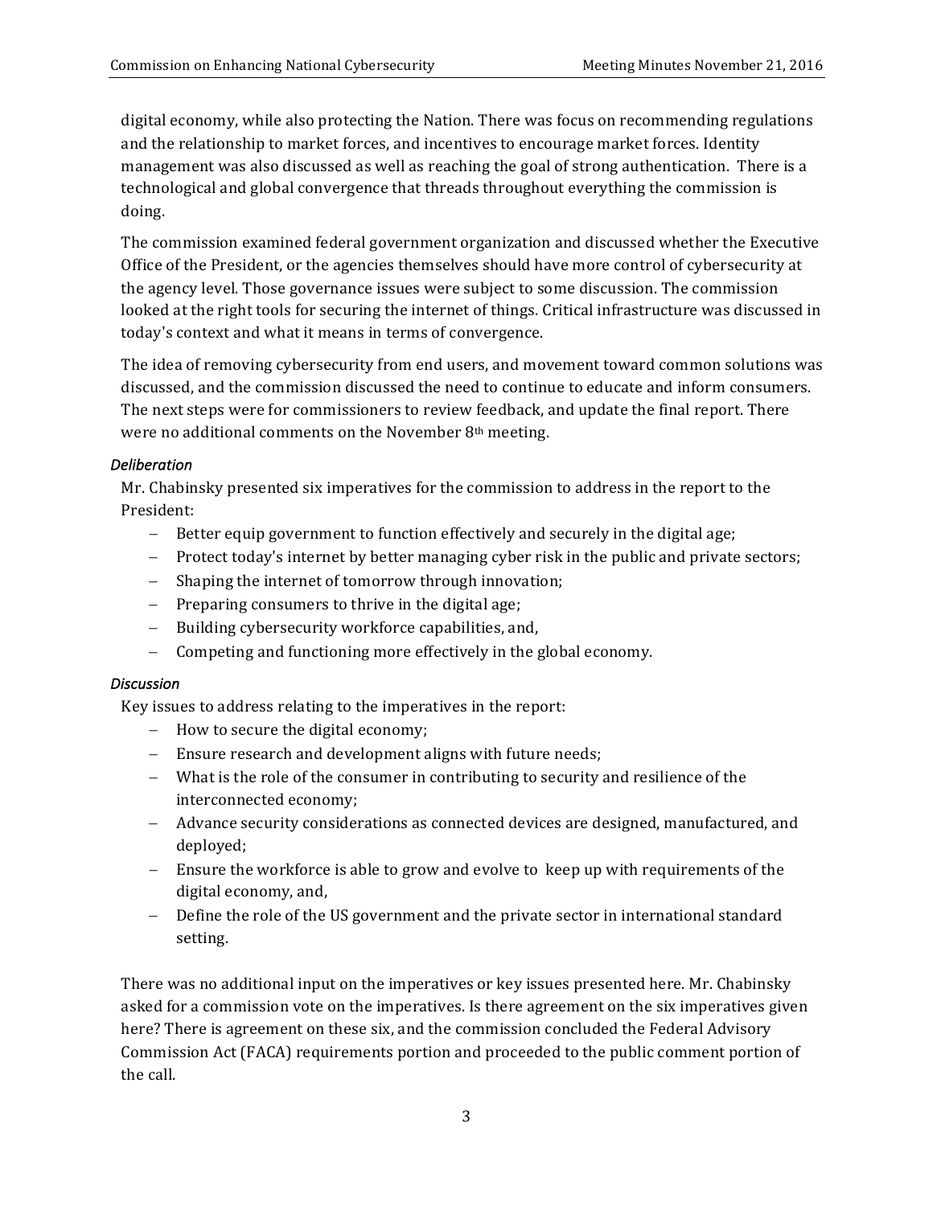digital economy, while also protecting the Nation. There was focus on recommending regulations and the relationship to market forces, and incentives to encourage market forces. Identity management was also discussed as well as reaching the goal of strong authentication. There is a technological and global convergence that threads throughout everything the commission is doing.

The commission examined federal government organization and discussed whether the Executive Office of the President, or the agencies themselves should have more control of cybersecurity at the agency level. Those governance issues were subject to some discussion. The commission looked at the right tools for securing the internet of things. Critical infrastructure was discussed in today's context and what it means in terms of convergence.

The idea of removing cybersecurity from end users, and movement toward common solutions was discussed, and the commission discussed the need to continue to educate and inform consumers. The next steps were for commissioners to review feedback, and update the final report. There were no additional comments on the November 8th meeting.

*Deliberation*

Mr. Chabinsky presented six imperatives for the commission to address in the report to the President:

- Better equip government to function effectively and securely in the digital age;
- Protect today's internet by better managing cyber risk in the public and private sectors;
- Shaping the internet of tomorrow through innovation;
- Preparing consumers to thrive in the digital age;
- Building cybersecurity workforce capabilities, and,
- Competing and functioning more effectively in the global economy.

*Discussion*

Key issues to address relating to the imperatives in the report:

- How to secure the digital economy;
- Ensure research and development aligns with future needs;
- What is the role of the consumer in contributing to security and resilience of the interconnected economy;
- Advance security considerations as connected devices are designed, manufactured, and deployed;
- Ensure the workforce is able to grow and evolve to keep up with requirements of the digital economy, and,
- Define the role of the US government and the private sector in international standard setting.

There was no additional input on the imperatives or key issues presented here. Mr. Chabinsky asked for a commission vote on the imperatives. Is there agreement on the six imperatives given here? There is agreement on these six, and the commission concluded the Federal Advisory Commission Act (FACA) requirements portion and proceeded to the public comment portion of the call.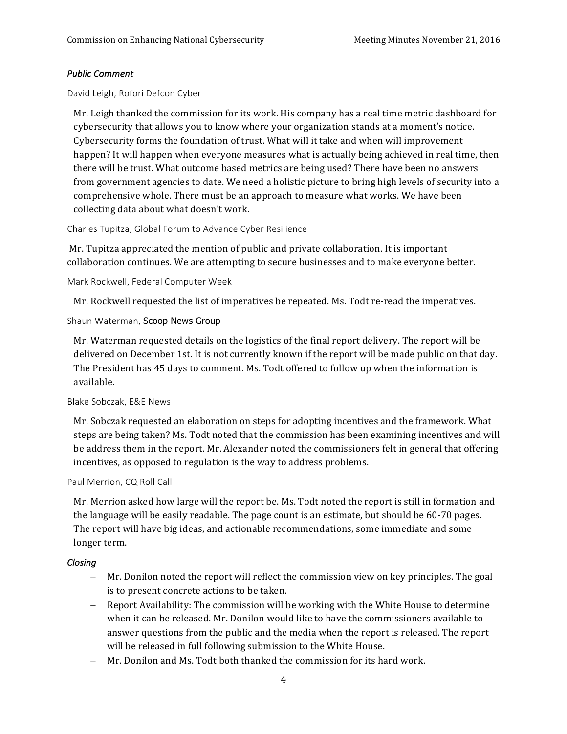### *Public Comment*

David Leigh, Rofori Defcon Cyber

Mr. Leigh thanked the commission for its work. His company has a real time metric dashboard for cybersecurity that allows you to know where your organization stands at a moment's notice. Cybersecurity forms the foundation of trust. What will it take and when will improvement happen? It will happen when everyone measures what is actually being achieved in real time, then there will be trust. What outcome based metrics are being used? There have been no answers from government agencies to date. We need a holistic picture to bring high levels of security into a comprehensive whole. There must be an approach to measure what works. We have been collecting data about what doesn't work.

Charles Tupitza, Global Forum to Advance Cyber Resilience

Mr. Tupitza appreciated the mention of public and private collaboration. It is important collaboration continues. We are attempting to secure businesses and to make everyone better.

Mark Rockwell, Federal Computer Week

Mr. Rockwell requested the list of imperatives be repeated. Ms. Todt re-read the imperatives.

Shaun Waterman, Scoop News Group

Mr. Waterman requested details on the logistics of the final report delivery. The report will be delivered on December 1st. It is not currently known if the report will be made public on that day. The President has 45 days to comment. Ms. Todt offered to follow up when the information is available.

Blake Sobczak, E&E News

Mr. Sobczak requested an elaboration on steps for adopting incentives and the framework. What steps are being taken? Ms. Todt noted that the commission has been examining incentives and will be address them in the report. Mr. Alexander noted the commissioners felt in general that offering incentives, as opposed to regulation is the way to address problems.

Paul Merrion, CQ Roll Call

Mr. Merrion asked how large will the report be. Ms. Todt noted the report is still in formation and the language will be easily readable. The page count is an estimate, but should be 60-70 pages. The report will have big ideas, and actionable recommendations, some immediate and some longer term.

### *Closing*

- Mr. Donilon noted the report will reflect the commission view on key principles. The goal is to present concrete actions to be taken.
- Report Availability: The commission will be working with the White House to determine when it can be released. Mr. Donilon would like to have the commissioners available to answer questions from the public and the media when the report is released. The report will be released in full following submission to the White House.
- Mr. Donilon and Ms. Todt both thanked the commission for its hard work.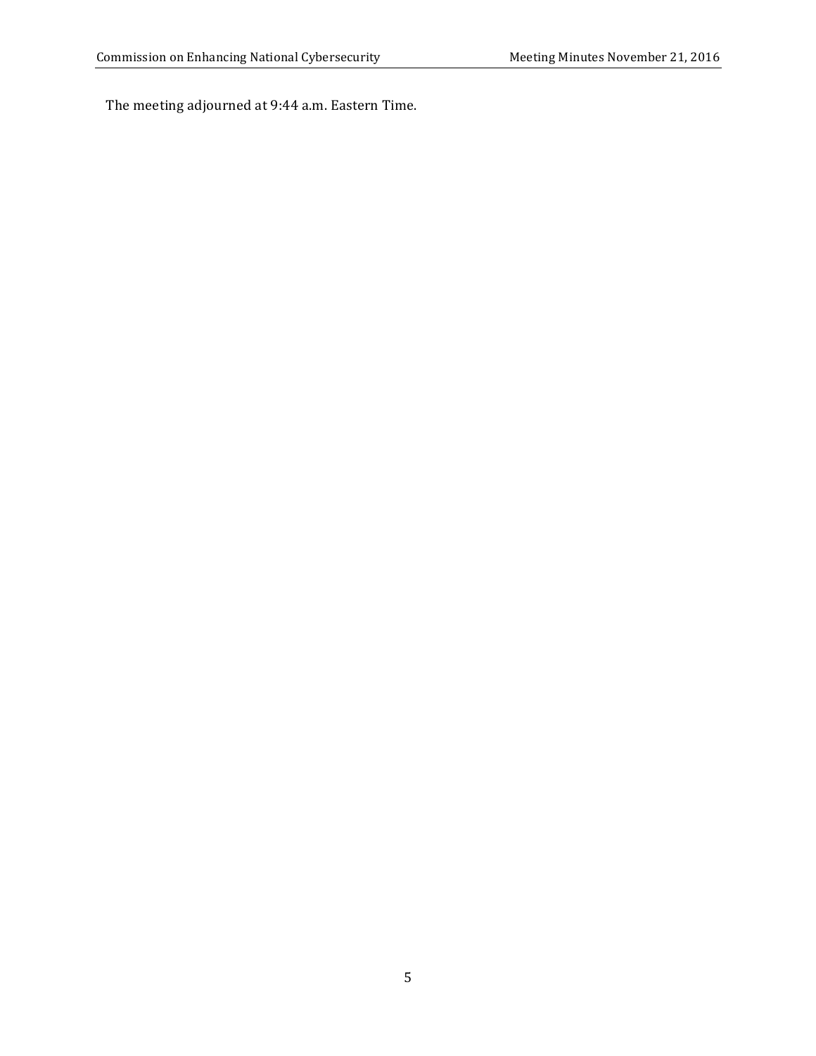The meeting adjourned at 9:44 a.m. Eastern Time.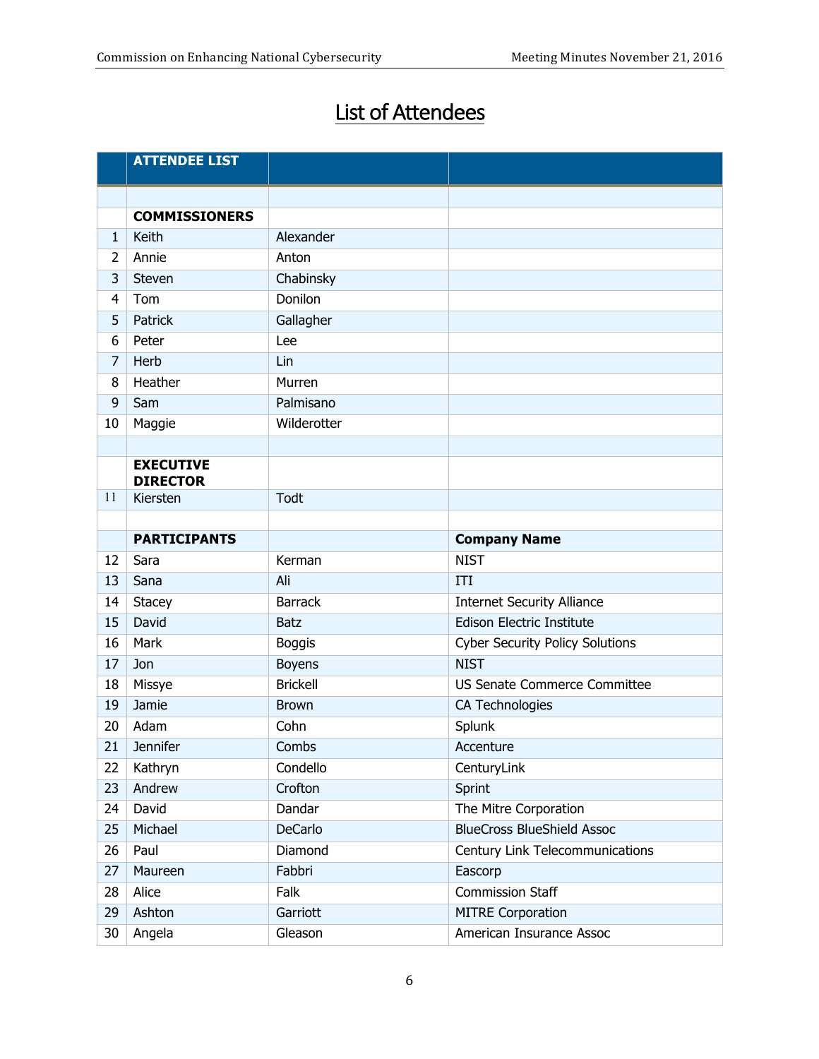# List of Attendees

| | ATTENDEE LIST | | |
|---|---|---|---|
| | | | |
| | **COMMISSIONERS** | | |
| 1 | Keith | Alexander | |
| 2 | Annie | Anton | |
| 3 | Steven | Chabinsky | |
| 4 | Tom | Donilon | |
| 5 | Patrick | Gallagher | |
| 6 | Peter | Lee | |
| 7 | Herb | Lin | |
| 8 | Heather | Murren | |
| 9 | Sam | Palmisano | |
| 10 | Maggie | Wilderotter | |
| | | | |
| | **EXECUTIVE DIRECTOR** | | |
| 11 | Kiersten | Todt | |
| | | | |
| | **PARTICIPANTS** | | **Company Name** |
| 12 | Sara | Kerman | NIST |
| 13 | Sana | Ali | ITI |
| 14 | Stacey | Barrack | Internet Security Alliance |
| 15 | David | Batz | Edison Electric Institute |
| 16 | Mark | Boggis | Cyber Security Policy Solutions |
| 17 | Jon | Boyens | NIST |
| 18 | Missye | Brickell | US Senate Commerce Committee |
| 19 | Jamie | Brown | CA Technologies |
| 20 | Adam | Cohn | Splunk |
| 21 | Jennifer | Combs | Accenture |
| 22 | Kathryn | Condello | CenturyLink |
| 23 | Andrew | Crofton | Sprint |
| 24 | David | Dandar | The Mitre Corporation |
| 25 | Michael | DeCarlo | BlueCross BlueShield Assoc |
| 26 | Paul | Diamond | Century Link Telecommunications |
| 27 | Maureen | Fabbri | Eascorp |
| 28 | Alice | Falk | Commission Staff |
| 29 | Ashton | Garriott | MITRE Corporation |
| 30 | Angela | Gleason | American Insurance Assoc |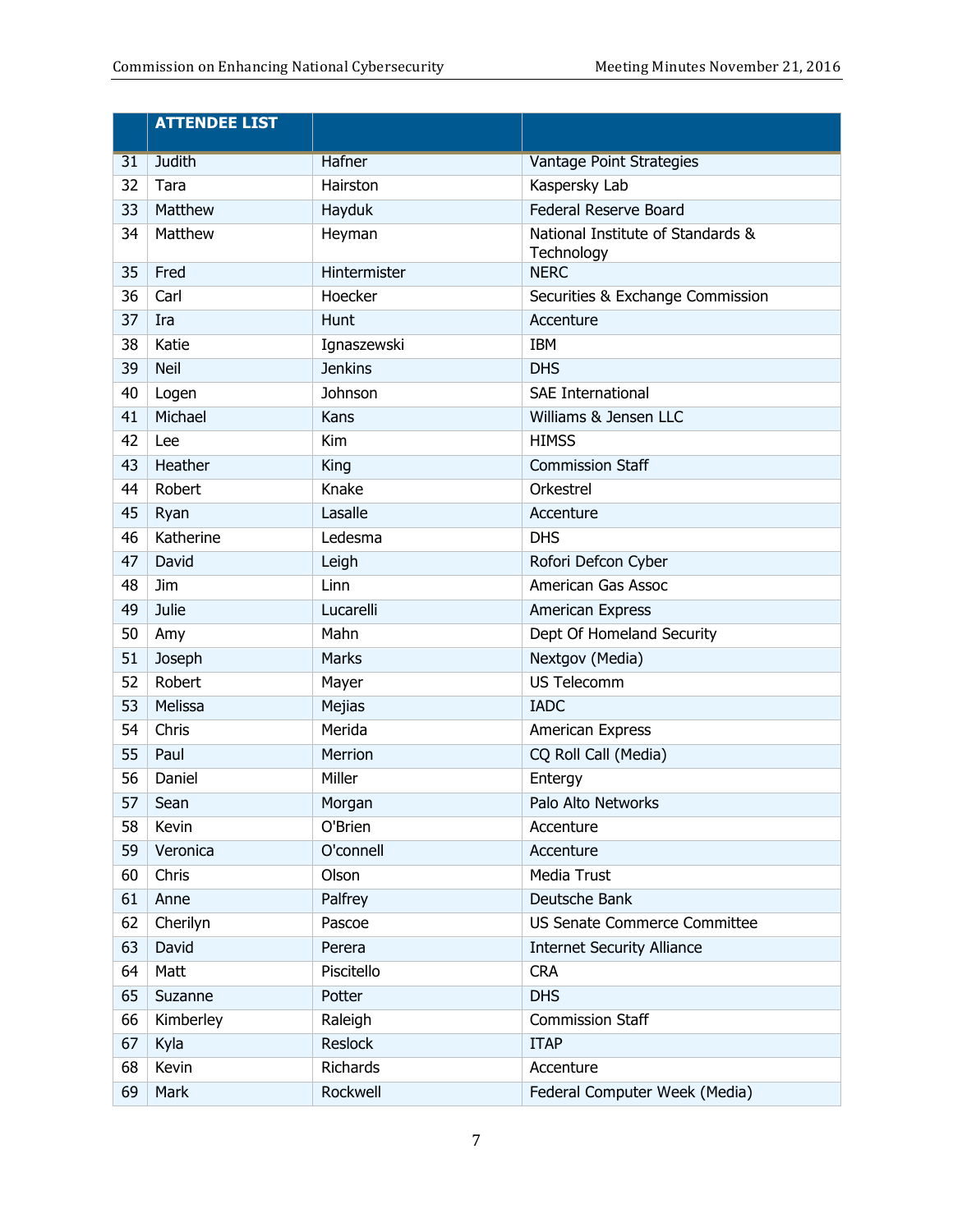| | ATTENDEE LIST | | |
|---|---|---|---|
| 31 | Judith | Hafner | Vantage Point Strategies |
| 32 | Tara | Hairston | Kaspersky Lab |
| 33 | Matthew | Hayduk | Federal Reserve Board |
| 34 | Matthew | Heyman | National Institute of Standards & Technology |
| 35 | Fred | Hintermister | NERC |
| 36 | Carl | Hoecker | Securities & Exchange Commission |
| 37 | Ira | Hunt | Accenture |
| 38 | Katie | Ignaszewski | IBM |
| 39 | Neil | Jenkins | DHS |
| 40 | Logen | Johnson | SAE International |
| 41 | Michael | Kans | Williams & Jensen LLC |
| 42 | Lee | Kim | HIMSS |
| 43 | Heather | King | Commission Staff |
| 44 | Robert | Knake | Orkestrel |
| 45 | Ryan | Lasalle | Accenture |
| 46 | Katherine | Ledesma | DHS |
| 47 | David | Leigh | Rofori Defcon Cyber |
| 48 | Jim | Linn | American Gas Assoc |
| 49 | Julie | Lucarelli | American Express |
| 50 | Amy | Mahn | Dept Of Homeland Security |
| 51 | Joseph | Marks | Nextgov (Media) |
| 52 | Robert | Mayer | US Telecomm |
| 53 | Melissa | Mejias | IADC |
| 54 | Chris | Merida | American Express |
| 55 | Paul | Merrion | CQ Roll Call (Media) |
| 56 | Daniel | Miller | Entergy |
| 57 | Sean | Morgan | Palo Alto Networks |
| 58 | Kevin | O'Brien | Accenture |
| 59 | Veronica | O'connell | Accenture |
| 60 | Chris | Olson | Media Trust |
| 61 | Anne | Palfrey | Deutsche Bank |
| 62 | Cherilyn | Pascoe | US Senate Commerce Committee |
| 63 | David | Perera | Internet Security Alliance |
| 64 | Matt | Piscitello | CRA |
| 65 | Suzanne | Potter | DHS |
| 66 | Kimberley | Raleigh | Commission Staff |
| 67 | Kyla | Reslock | ITAP |
| 68 | Kevin | Richards | Accenture |
| 69 | Mark | Rockwell | Federal Computer Week (Media) |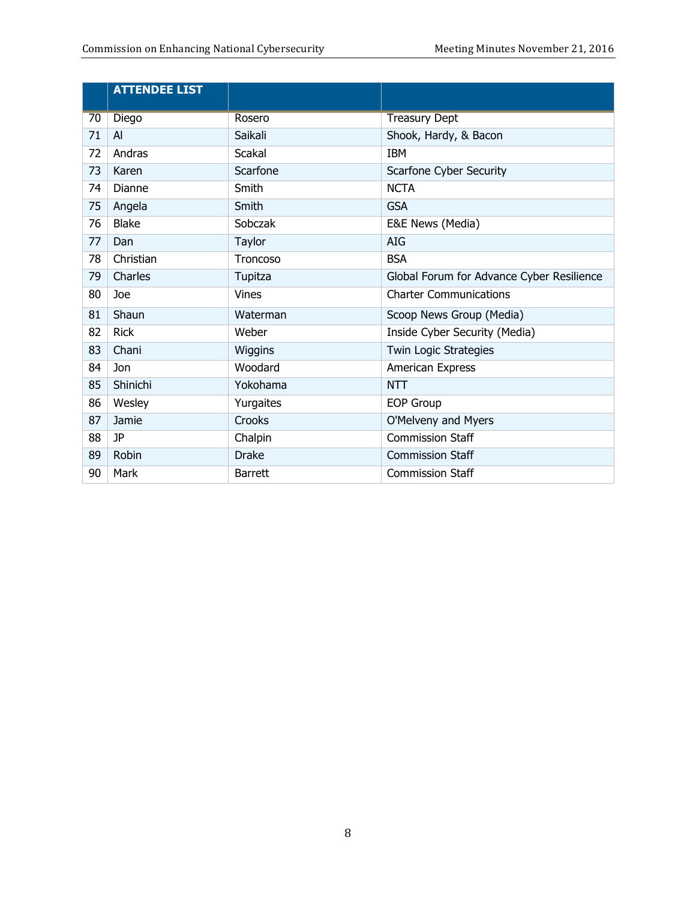| | ATTENDEE LIST | | |
|---|---|---|---|
| 70 | Diego | Rosero | Treasury Dept |
| 71 | Al | Saikali | Shook, Hardy, & Bacon |
| 72 | Andras | Scakal | IBM |
| 73 | Karen | Scarfone | Scarfone Cyber Security |
| 74 | Dianne | Smith | NCTA |
| 75 | Angela | Smith | GSA |
| 76 | Blake | Sobczak | E&E News (Media) |
| 77 | Dan | Taylor | AIG |
| 78 | Christian | Troncoso | BSA |
| 79 | Charles | Tupitza | Global Forum for Advance Cyber Resilience |
| 80 | Joe | Vines | Charter Communications |
| 81 | Shaun | Waterman | Scoop News Group (Media) |
| 82 | Rick | Weber | Inside Cyber Security (Media) |
| 83 | Chani | Wiggins | Twin Logic Strategies |
| 84 | Jon | Woodard | American Express |
| 85 | Shinichi | Yokohama | NTT |
| 86 | Wesley | Yurgaites | EOP Group |
| 87 | Jamie | Crooks | O'Melveny and Myers |
| 88 | JP | Chalpin | Commission Staff |
| 89 | Robin | Drake | Commission Staff |
| 90 | Mark | Barrett | Commission Staff |